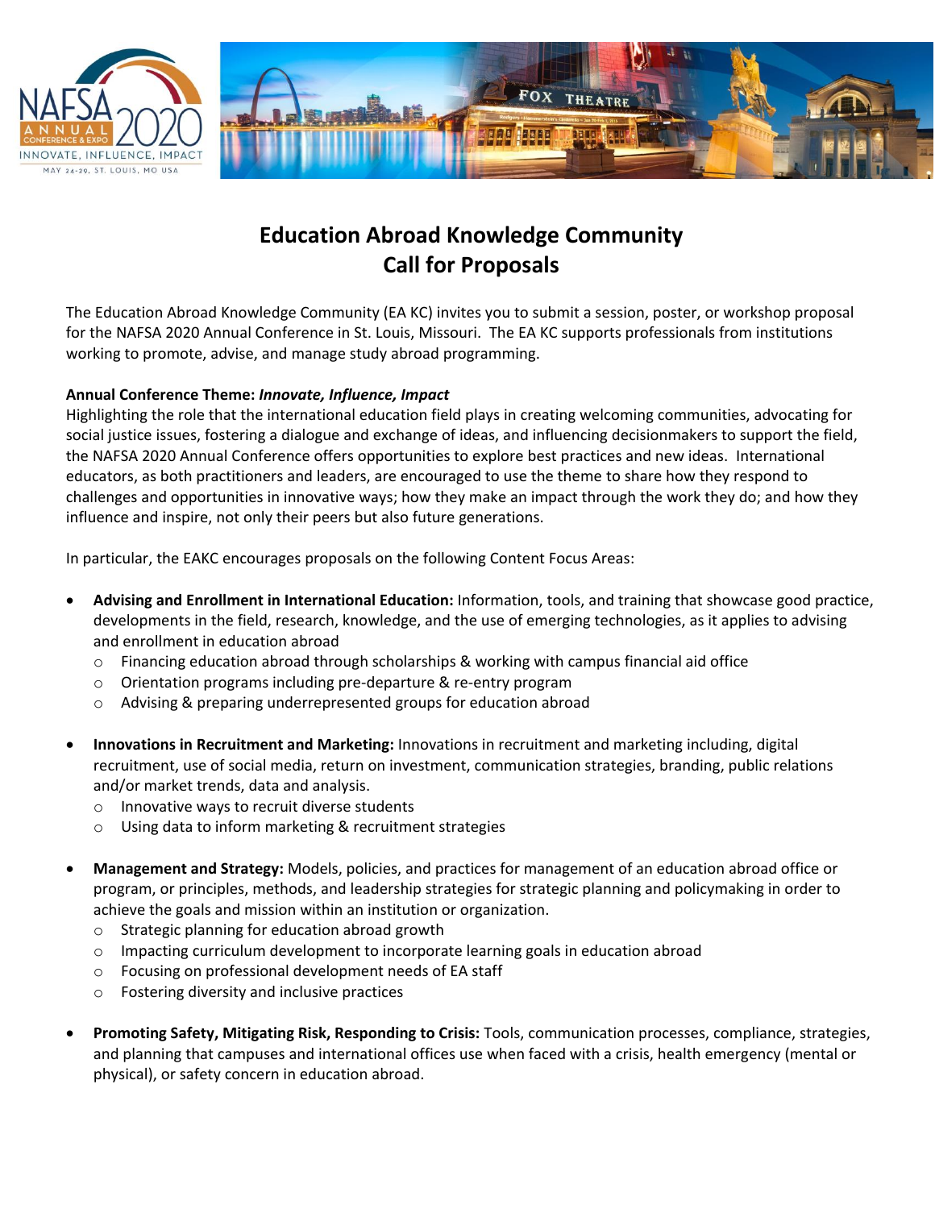# Education Abroad Knowledge Community
# Call for Proposals

The Education Abroad Knowledge Community (EA KC) invites you to submit a session, poster, or workshop proposal for the NAFSA 2020 Annual Conference in St. Louis, Missouri. The EA KC supports professionals from institutions working to promote, advise, and manage study abroad programming.

**Annual Conference Theme: *Innovate, Influence, Impact***

Highlighting the role that the international education field plays in creating welcoming communities, advocating for social justice issues, fostering a dialogue and exchange of ideas, and influencing decisionmakers to support the field, the NAFSA 2020 Annual Conference offers opportunities to explore best practices and new ideas. International educators, as both practitioners and leaders, are encouraged to use the theme to share how they respond to challenges and opportunities in innovative ways; how they make an impact through the work they do; and how they influence and inspire, not only their peers but also future generations.

In particular, the EAKC encourages proposals on the following Content Focus Areas:

- **Advising and Enrollment in International Education:** Information, tools, and training that showcase good practice, developments in the field, research, knowledge, and the use of emerging technologies, as it applies to advising and enrollment in education abroad
  - Financing education abroad through scholarships & working with campus financial aid office
  - Orientation programs including pre-departure & re-entry program
  - Advising & preparing underrepresented groups for education abroad

- **Innovations in Recruitment and Marketing:** Innovations in recruitment and marketing including, digital recruitment, use of social media, return on investment, communication strategies, branding, public relations and/or market trends, data and analysis.
  - Innovative ways to recruit diverse students
  - Using data to inform marketing & recruitment strategies

- **Management and Strategy:** Models, policies, and practices for management of an education abroad office or program, or principles, methods, and leadership strategies for strategic planning and policymaking in order to achieve the goals and mission within an institution or organization.
  - Strategic planning for education abroad growth
  - Impacting curriculum development to incorporate learning goals in education abroad
  - Focusing on professional development needs of EA staff
  - Fostering diversity and inclusive practices

- **Promoting Safety, Mitigating Risk, Responding to Crisis:** Tools, communication processes, compliance, strategies, and planning that campuses and international offices use when faced with a crisis, health emergency (mental or physical), or safety concern in education abroad.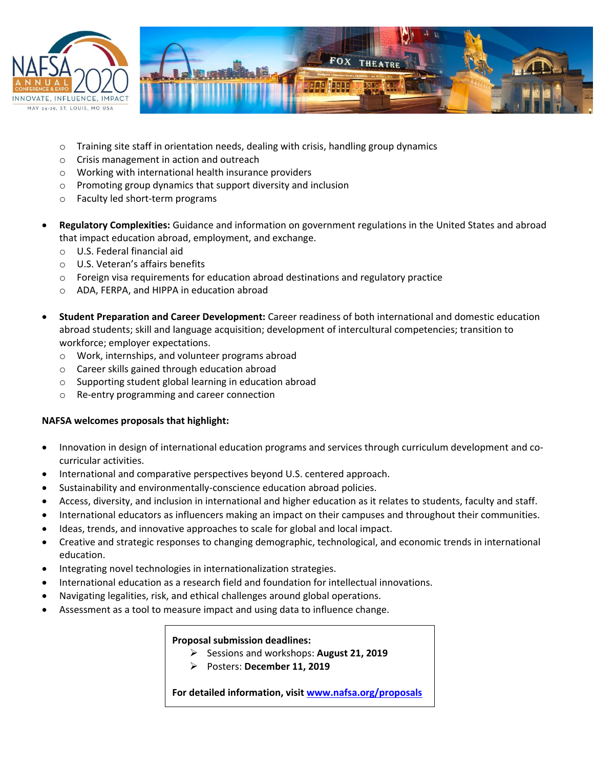- Training site staff in orientation needs, dealing with crisis, handling group dynamics
- Crisis management in action and outreach
- Working with international health insurance providers
- Promoting group dynamics that support diversity and inclusion
- Faculty led short-term programs

- **Regulatory Complexities:** Guidance and information on government regulations in the United States and abroad that impact education abroad, employment, and exchange.
  - U.S. Federal financial aid
  - U.S. Veteran's affairs benefits
  - Foreign visa requirements for education abroad destinations and regulatory practice
  - ADA, FERPA, and HIPPA in education abroad

- **Student Preparation and Career Development:** Career readiness of both international and domestic education abroad students; skill and language acquisition; development of intercultural competencies; transition to workforce; employer expectations.
  - Work, internships, and volunteer programs abroad
  - Career skills gained through education abroad
  - Supporting student global learning in education abroad
  - Re-entry programming and career connection

**NAFSA welcomes proposals that highlight:**

- Innovation in design of international education programs and services through curriculum development and co-curricular activities.
- International and comparative perspectives beyond U.S. centered approach.
- Sustainability and environmentally-conscience education abroad policies.
- Access, diversity, and inclusion in international and higher education as it relates to students, faculty and staff.
- International educators as influencers making an impact on their campuses and throughout their communities.
- Ideas, trends, and innovative approaches to scale for global and local impact.
- Creative and strategic responses to changing demographic, technological, and economic trends in international education.
- Integrating novel technologies in internationalization strategies.
- International education as a research field and foundation for intellectual innovations.
- Navigating legalities, risk, and ethical challenges around global operations.
- Assessment as a tool to measure impact and using data to influence change.

**Proposal submission deadlines:**

- Sessions and workshops: **August 21, 2019**
- Posters: **December 11, 2019**

**For detailed information, visit [www.nafsa.org/proposals](http://www.nafsa.org/proposals)**